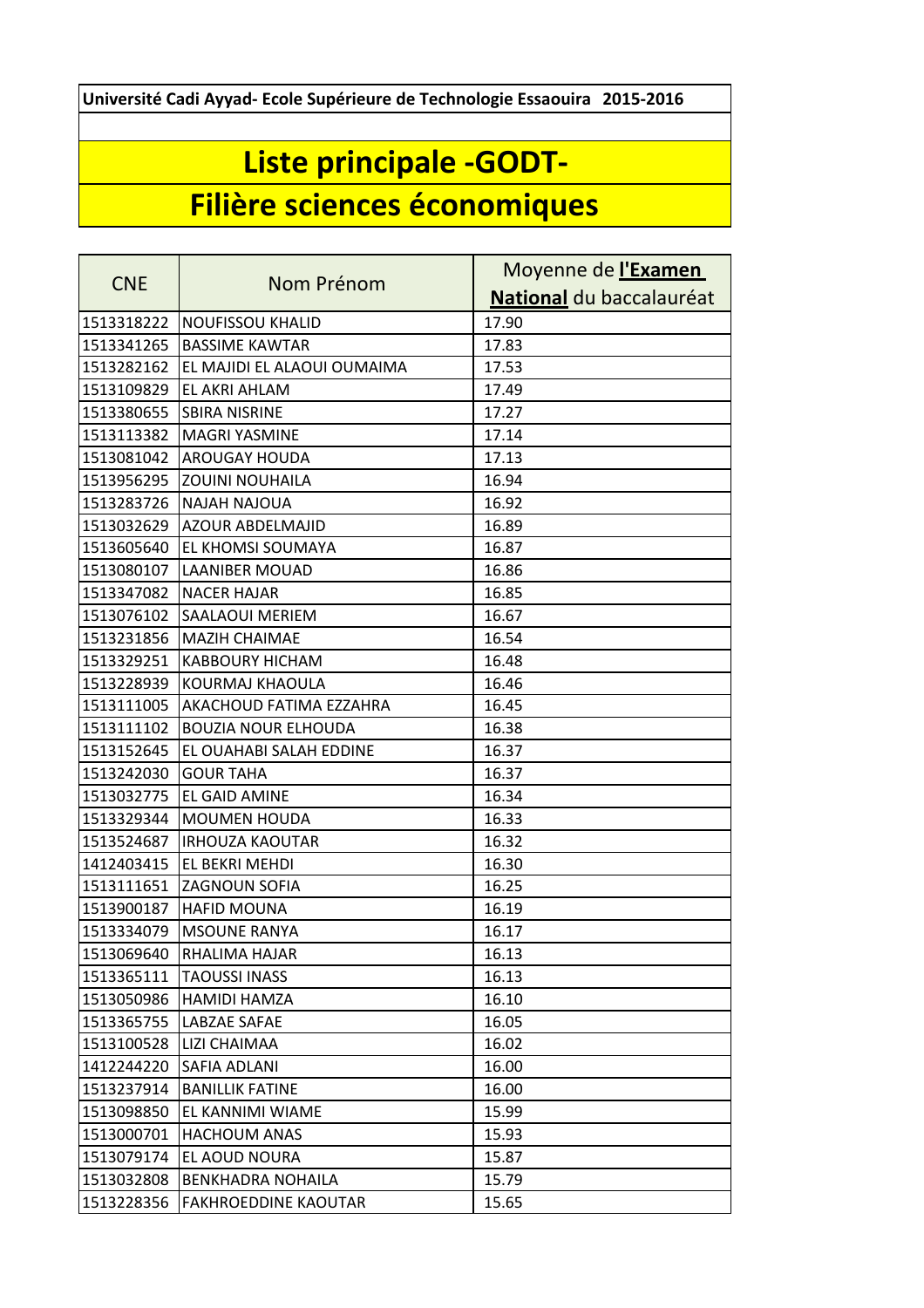**Université Cadi Ayyad- Ecole Supérieure de Technologie Essaouira 2015-2016**

# Liste principale -GODT-

# Filière sciences économiques

| CNE | Nom Prénom | Moyenne de **l'Examen National** du baccalauréat |
|---|---|---|
| 1513318222 | NOUFISSOU KHALID | 17.90 |
| 1513341265 | BASSIME KAWTAR | 17.83 |
| 1513282162 | EL MAJIDI EL ALAOUI OUMAIMA | 17.53 |
| 1513109829 | EL AKRI AHLAM | 17.49 |
| 1513380655 | SBIRA NISRINE | 17.27 |
| 1513113382 | MAGRI YASMINE | 17.14 |
| 1513081042 | AROUGAY HOUDA | 17.13 |
| 1513956295 | ZOUINI NOUHAILA | 16.94 |
| 1513283726 | NAJAH NAJOUA | 16.92 |
| 1513032629 | AZOUR ABDELMAJID | 16.89 |
| 1513605640 | EL KHOMSI SOUMAYA | 16.87 |
| 1513080107 | LAANIBER MOUAD | 16.86 |
| 1513347082 | NACER HAJAR | 16.85 |
| 1513076102 | SAALAOUI MERIEM | 16.67 |
| 1513231856 | MAZIH CHAIMAE | 16.54 |
| 1513329251 | KABBOURY HICHAM | 16.48 |
| 1513228939 | KOURMAJ KHAOULA | 16.46 |
| 1513111005 | AKACHOUD FATIMA EZZAHRA | 16.45 |
| 1513111102 | BOUZIA NOUR ELHOUDA | 16.38 |
| 1513152645 | EL OUAHABI SALAH EDDINE | 16.37 |
| 1513242030 | GOUR TAHA | 16.37 |
| 1513032775 | EL GAID AMINE | 16.34 |
| 1513329344 | MOUMEN HOUDA | 16.33 |
| 1513524687 | IRHOUZA KAOUTAR | 16.32 |
| 1412403415 | EL BEKRI MEHDI | 16.30 |
| 1513111651 | ZAGNOUN SOFIA | 16.25 |
| 1513900187 | HAFID MOUNA | 16.19 |
| 1513334079 | MSOUNE RANYA | 16.17 |
| 1513069640 | RHALIMA HAJAR | 16.13 |
| 1513365111 | TAOUSSI INASS | 16.13 |
| 1513050986 | HAMIDI HAMZA | 16.10 |
| 1513365755 | LABZAE SAFAE | 16.05 |
| 1513100528 | LIZI CHAIMAA | 16.02 |
| 1412244220 | SAFIA ADLANI | 16.00 |
| 1513237914 | BANILLIK FATINE | 16.00 |
| 1513098850 | EL KANNIMI WIAME | 15.99 |
| 1513000701 | HACHOUM ANAS | 15.93 |
| 1513079174 | EL AOUD NOURA | 15.87 |
| 1513032808 | BENKHADRA NOHAILA | 15.79 |
| 1513228356 | FAKHROEDDINE KAOUTAR | 15.65 |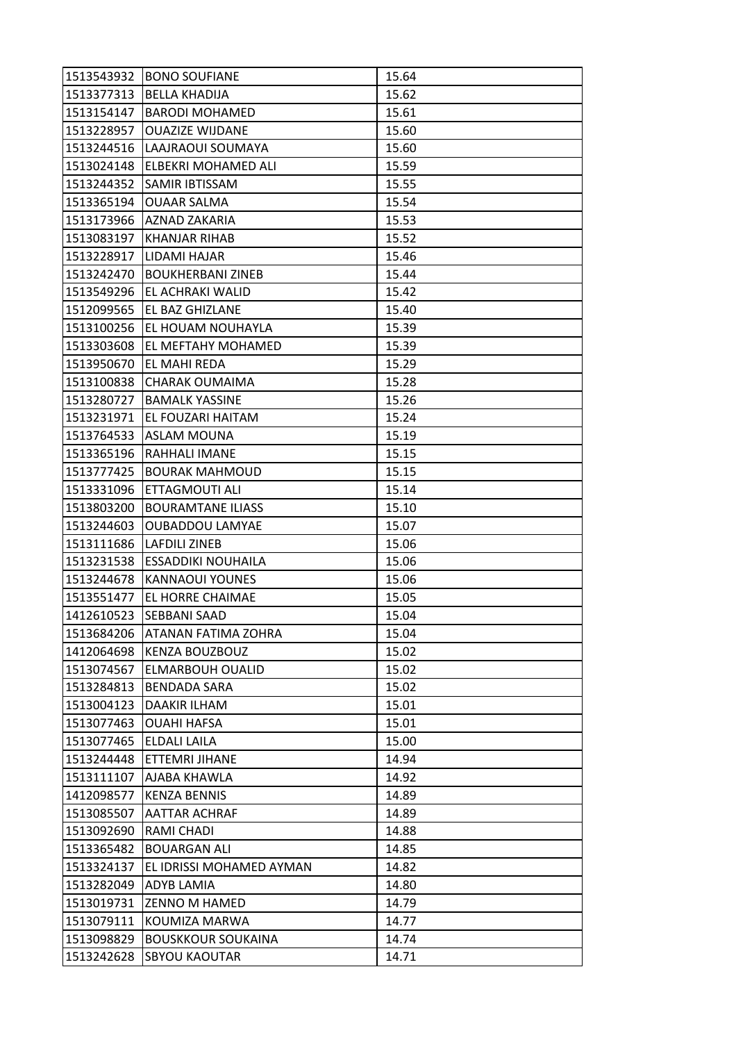| 1513543932 | BONO SOUFIANE | 15.64 |
|---|---|---|
| 1513377313 | BELLA KHADIJA | 15.62 |
| 1513154147 | BARODI MOHAMED | 15.61 |
| 1513228957 | OUAZIZE WIJDANE | 15.60 |
| 1513244516 | LAAJRAOUI SOUMAYA | 15.60 |
| 1513024148 | ELBEKRI MOHAMED ALI | 15.59 |
| 1513244352 | SAMIR IBTISSAM | 15.55 |
| 1513365194 | OUAAR SALMA | 15.54 |
| 1513173966 | AZNAD ZAKARIA | 15.53 |
| 1513083197 | KHANJAR RIHAB | 15.52 |
| 1513228917 | LIDAMI HAJAR | 15.46 |
| 1513242470 | BOUKHERBANI ZINEB | 15.44 |
| 1513549296 | EL ACHRAKI WALID | 15.42 |
| 1512099565 | EL BAZ GHIZLANE | 15.40 |
| 1513100256 | EL HOUAM NOUHAYLA | 15.39 |
| 1513303608 | EL MEFTAHY MOHAMED | 15.39 |
| 1513950670 | EL MAHI REDA | 15.29 |
| 1513100838 | CHARAK OUMAIMA | 15.28 |
| 1513280727 | BAMALK YASSINE | 15.26 |
| 1513231971 | EL FOUZARI HAITAM | 15.24 |
| 1513764533 | ASLAM MOUNA | 15.19 |
| 1513365196 | RAHHALI IMANE | 15.15 |
| 1513777425 | BOURAK MAHMOUD | 15.15 |
| 1513331096 | ETTAGMOUTI ALI | 15.14 |
| 1513803200 | BOURAMTANE ILIASS | 15.10 |
| 1513244603 | OUBADDOU LAMYAE | 15.07 |
| 1513111686 | LAFDILI ZINEB | 15.06 |
| 1513231538 | ESSADDIKI NOUHAILA | 15.06 |
| 1513244678 | KANNAOUI YOUNES | 15.06 |
| 1513551477 | EL HORRE CHAIMAE | 15.05 |
| 1412610523 | SEBBANI SAAD | 15.04 |
| 1513684206 | ATANAN FATIMA ZOHRA | 15.04 |
| 1412064698 | KENZA BOUZBOUZ | 15.02 |
| 1513074567 | ELMARBOUH OUALID | 15.02 |
| 1513284813 | BENDADA SARA | 15.02 |
| 1513004123 | DAAKIR ILHAM | 15.01 |
| 1513077463 | OUAHI HAFSA | 15.01 |
| 1513077465 | ELDALI LAILA | 15.00 |
| 1513244448 | ETTEMRI JIHANE | 14.94 |
| 1513111107 | AJABA KHAWLA | 14.92 |
| 1412098577 | KENZA BENNIS | 14.89 |
| 1513085507 | AATTAR ACHRAF | 14.89 |
| 1513092690 | RAMI CHADI | 14.88 |
| 1513365482 | BOUARGAN ALI | 14.85 |
| 1513324137 | EL IDRISSI MOHAMED AYMAN | 14.82 |
| 1513282049 | ADYB LAMIA | 14.80 |
| 1513019731 | ZENNO M HAMED | 14.79 |
| 1513079111 | KOUMIZA MARWA | 14.77 |
| 1513098829 | BOUSKKOUR SOUKAINA | 14.74 |
| 1513242628 | SBYOU KAOUTAR | 14.71 |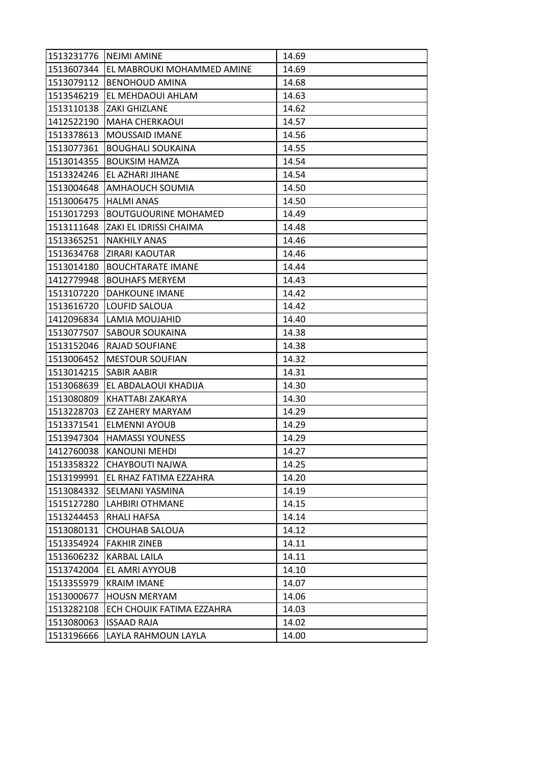| | | |
|---|---|---|
| 1513231776 | NEJMI AMINE | 14.69 |
| 1513607344 | EL MABROUKI MOHAMMED AMINE | 14.69 |
| 1513079112 | BENOHOUD AMINA | 14.68 |
| 1513546219 | EL MEHDAOUI AHLAM | 14.63 |
| 1513110138 | ZAKI GHIZLANE | 14.62 |
| 1412522190 | MAHA CHERKAOUI | 14.57 |
| 1513378613 | MOUSSAID IMANE | 14.56 |
| 1513077361 | BOUGHALI SOUKAINA | 14.55 |
| 1513014355 | BOUKSIM HAMZA | 14.54 |
| 1513324246 | EL AZHARI JIHANE | 14.54 |
| 1513004648 | AMHAOUCH SOUMIA | 14.50 |
| 1513006475 | HALMI ANAS | 14.50 |
| 1513017293 | BOUTGUOURINE MOHAMED | 14.49 |
| 1513111648 | ZAKI EL IDRISSI CHAIMA | 14.48 |
| 1513365251 | NAKHILY ANAS | 14.46 |
| 1513634768 | ZIRARI KAOUTAR | 14.46 |
| 1513014180 | BOUCHTARATE IMANE | 14.44 |
| 1412779948 | BOUHAFS MERYEM | 14.43 |
| 1513107220 | DAHKOUNE IMANE | 14.42 |
| 1513616720 | LOUFID SALOUA | 14.42 |
| 1412096834 | LAMIA MOUJAHID | 14.40 |
| 1513077507 | SABOUR SOUKAINA | 14.38 |
| 1513152046 | RAJAD SOUFIANE | 14.38 |
| 1513006452 | MESTOUR SOUFIAN | 14.32 |
| 1513014215 | SABIR AABIR | 14.31 |
| 1513068639 | EL ABDALAOUI KHADIJA | 14.30 |
| 1513080809 | KHATTABI ZAKARYA | 14.30 |
| 1513228703 | EZ ZAHERY MARYAM | 14.29 |
| 1513371541 | ELMENNI AYOUB | 14.29 |
| 1513947304 | HAMASSI YOUNESS | 14.29 |
| 1412760038 | KANOUNI MEHDI | 14.27 |
| 1513358322 | CHAYBOUTI NAJWA | 14.25 |
| 1513199991 | EL RHAZ FATIMA EZZAHRA | 14.20 |
| 1513084332 | SELMANI YASMINA | 14.19 |
| 1515127280 | LAHBIRI OTHMANE | 14.15 |
| 1513244453 | RHALI HAFSA | 14.14 |
| 1513080131 | CHOUHAB SALOUA | 14.12 |
| 1513354924 | FAKHIR ZINEB | 14.11 |
| 1513606232 | KARBAL LAILA | 14.11 |
| 1513742004 | EL AMRI AYYOUB | 14.10 |
| 1513355979 | KRAIM IMANE | 14.07 |
| 1513000677 | HOUSN MERYAM | 14.06 |
| 1513282108 | ECH CHOUIK FATIMA EZZAHRA | 14.03 |
| 1513080063 | ISSAAD RAJA | 14.02 |
| 1513196666 | LAYLA RAHMOUN LAYLA | 14.00 |